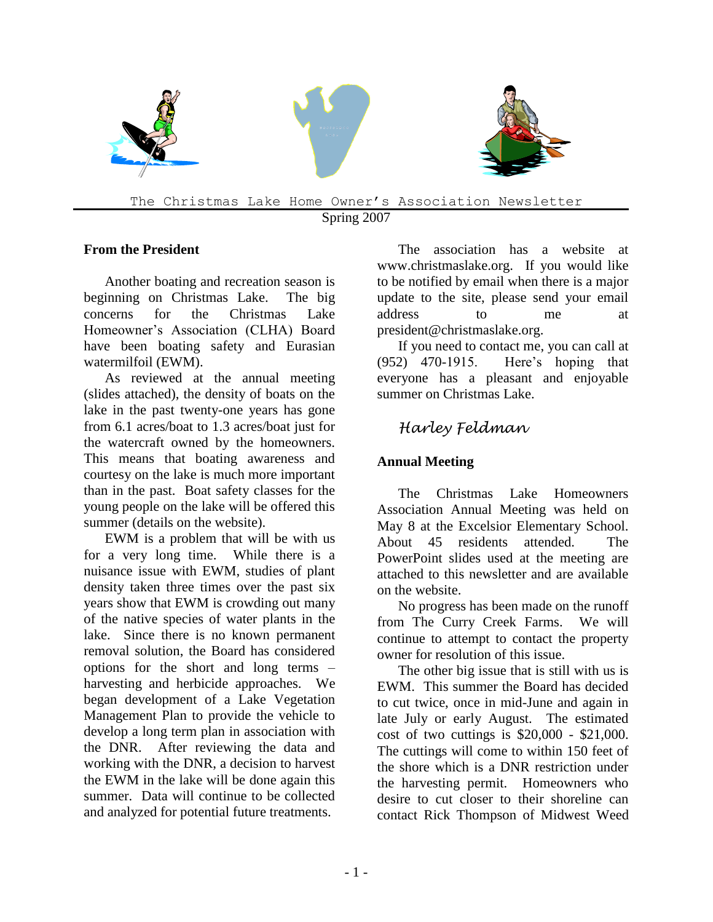The Christmas Lake Home Owner's Association Newsletter

Spring 2007

## From the President

Another boating and recreation season is beginning on Christmas Lake. The big concerns for the Christmas Lake Homeowner's Association (CLHA) Board have been boating safety and Eurasian watermilfoil (EWM).

As reviewed at the annual meeting (slides attached), the density of boats on the lake in the past twenty-one years has gone from 6.1 acres/boat to 1.3 acres/boat just for the watercraft owned by the homeowners. This means that boating awareness and courtesy on the lake is much more important than in the past. Boat safety classes for the young people on the lake will be offered this summer (details on the website).

EWM is a problem that will be with us for a very long time. While there is a nuisance issue with EWM, studies of plant density taken three times over the past six years show that EWM is crowding out many of the native species of water plants in the lake. Since there is no known permanent removal solution, the Board has considered options for the short and long terms – harvesting and herbicide approaches. We began development of a Lake Vegetation Management Plan to provide the vehicle to develop a long term plan in association with the DNR. After reviewing the data and working with the DNR, a decision to harvest the EWM in the lake will be done again this summer. Data will continue to be collected and analyzed for potential future treatments.

The association has a website at www.christmaslake.org. If you would like to be notified by email when there is a major update to the site, please send your email address to me at president@christmaslake.org.

If you need to contact me, you can call at (952) 470-1915. Here's hoping that everyone has a pleasant and enjoyable summer on Christmas Lake.

*Harley Feldman*

## Annual Meeting

The Christmas Lake Homeowners Association Annual Meeting was held on May 8 at the Excelsior Elementary School. About 45 residents attended. The PowerPoint slides used at the meeting are attached to this newsletter and are available on the website.

No progress has been made on the runoff from The Curry Creek Farms. We will continue to attempt to contact the property owner for resolution of this issue.

The other big issue that is still with us is EWM. This summer the Board has decided to cut twice, once in mid-June and again in late July or early August. The estimated cost of two cuttings is $20,000 - $21,000. The cuttings will come to within 150 feet of the shore which is a DNR restriction under the harvesting permit. Homeowners who desire to cut closer to their shoreline can contact Rick Thompson of Midwest Weed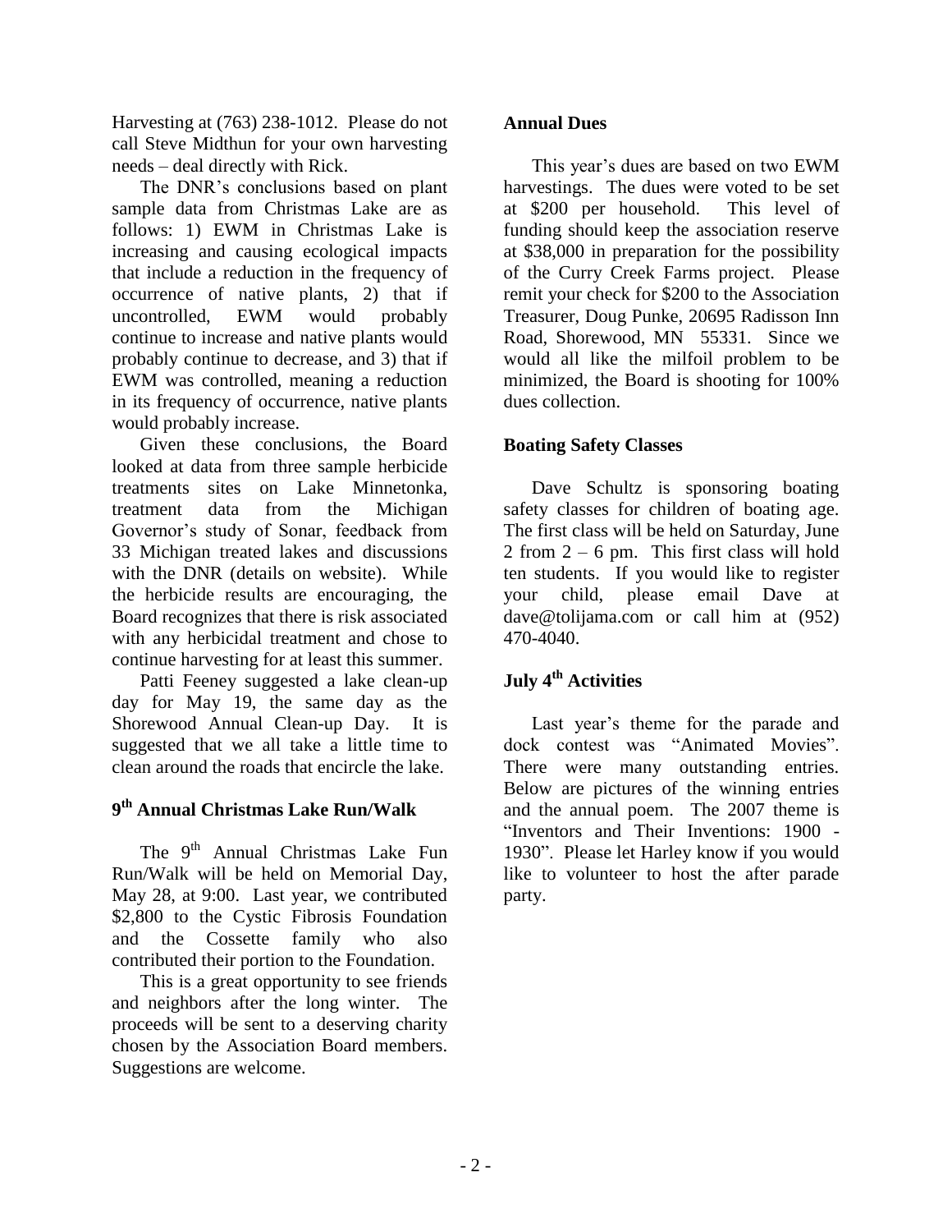Harvesting at (763) 238-1012. Please do not call Steve Midthun for your own harvesting needs – deal directly with Rick.

The DNR's conclusions based on plant sample data from Christmas Lake are as follows: 1) EWM in Christmas Lake is increasing and causing ecological impacts that include a reduction in the frequency of occurrence of native plants, 2) that if uncontrolled, EWM would probably continue to increase and native plants would probably continue to decrease, and 3) that if EWM was controlled, meaning a reduction in its frequency of occurrence, native plants would probably increase.

Given these conclusions, the Board looked at data from three sample herbicide treatments sites on Lake Minnetonka, treatment data from the Michigan Governor's study of Sonar, feedback from 33 Michigan treated lakes and discussions with the DNR (details on website). While the herbicide results are encouraging, the Board recognizes that there is risk associated with any herbicidal treatment and chose to continue harvesting for at least this summer.

Patti Feeney suggested a lake clean-up day for May 19, the same day as the Shorewood Annual Clean-up Day. It is suggested that we all take a little time to clean around the roads that encircle the lake.

### 9th Annual Christmas Lake Run/Walk

The 9th Annual Christmas Lake Fun Run/Walk will be held on Memorial Day, May 28, at 9:00. Last year, we contributed $2,800 to the Cystic Fibrosis Foundation and the Cossette family who also contributed their portion to the Foundation.

This is a great opportunity to see friends and neighbors after the long winter. The proceeds will be sent to a deserving charity chosen by the Association Board members. Suggestions are welcome.

### Annual Dues

This year's dues are based on two EWM harvestings. The dues were voted to be set at $200 per household. This level of funding should keep the association reserve at $38,000 in preparation for the possibility of the Curry Creek Farms project. Please remit your check for $200 to the Association Treasurer, Doug Punke, 20695 Radisson Inn Road, Shorewood, MN 55331. Since we would all like the milfoil problem to be minimized, the Board is shooting for 100% dues collection.

### Boating Safety Classes

Dave Schultz is sponsoring boating safety classes for children of boating age. The first class will be held on Saturday, June 2 from 2 – 6 pm. This first class will hold ten students. If you would like to register your child, please email Dave at dave@tolijama.com or call him at (952) 470-4040.

### July 4th Activities

Last year's theme for the parade and dock contest was "Animated Movies". There were many outstanding entries. Below are pictures of the winning entries and the annual poem. The 2007 theme is "Inventors and Their Inventions: 1900 - 1930". Please let Harley know if you would like to volunteer to host the after parade party.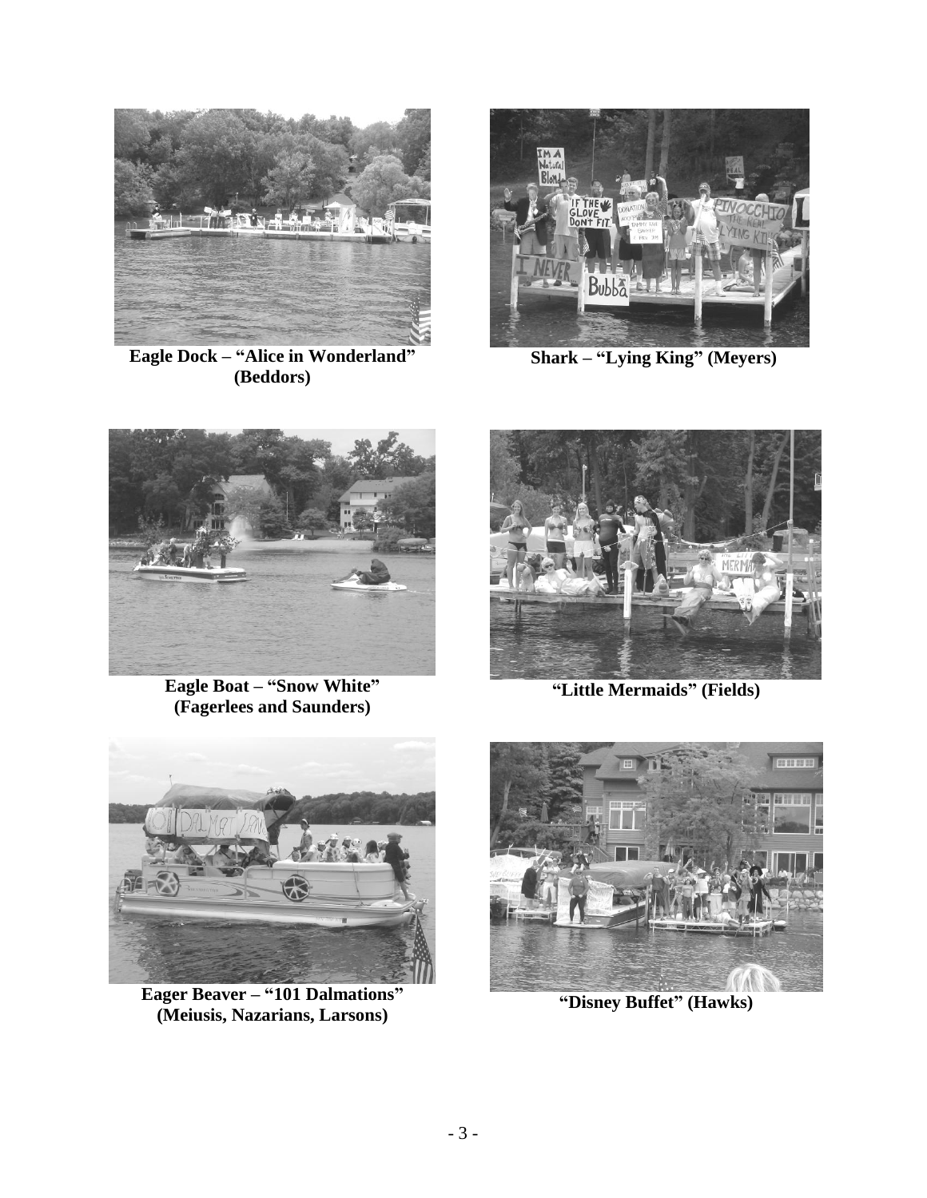**Eagle Dock – "Alice in Wonderland" (Beddors)**

**Shark – "Lying King" (Meyers)**

**Eagle Boat – "Snow White" (Fagerlees and Saunders)**

**"Little Mermaids" (Fields)**

**Eager Beaver – "101 Dalmations" (Meiusis, Nazarians, Larsons)**

**"Disney Buffet" (Hawks)**